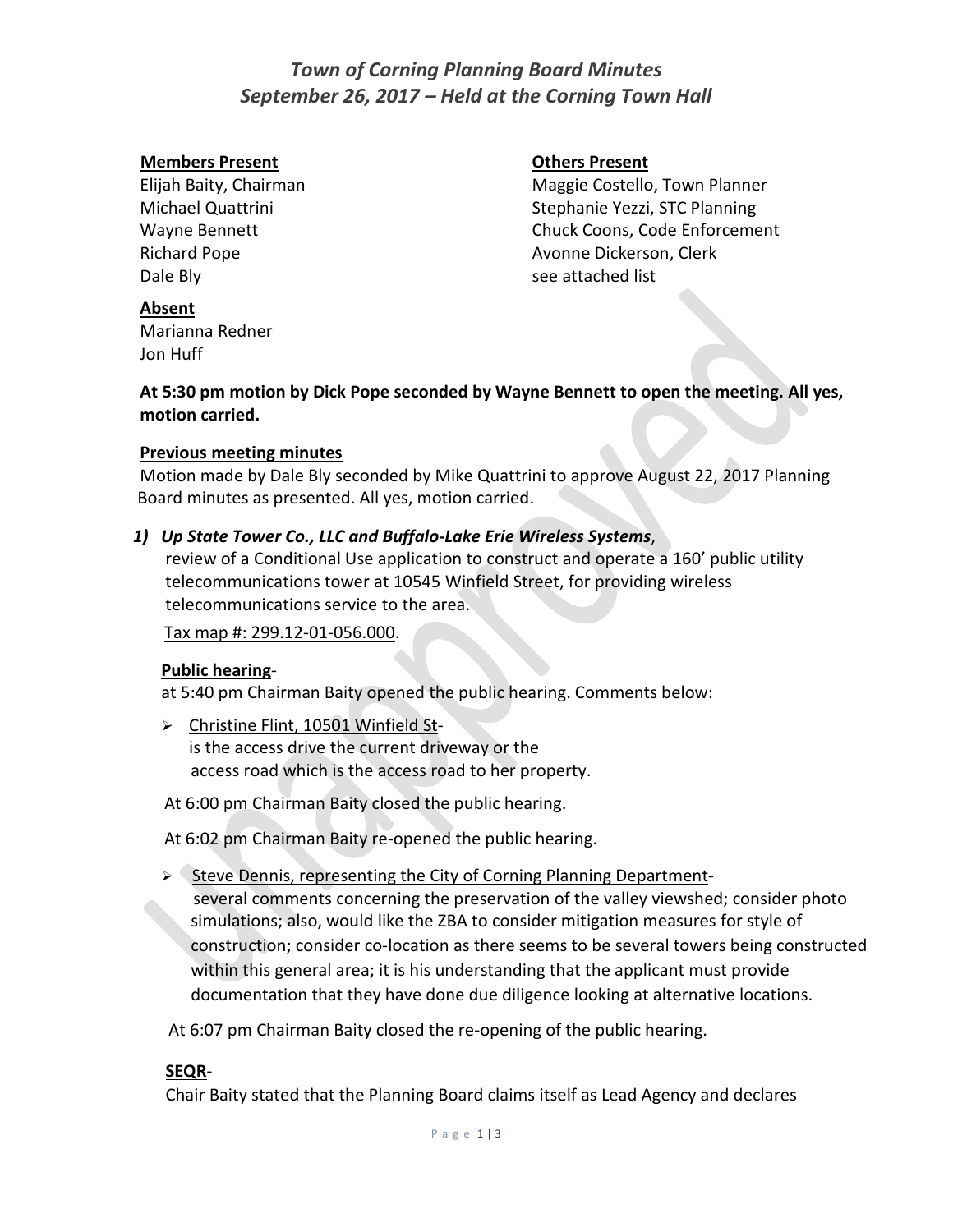# *Town of Corning Planning Board Minutes*
## *September 26, 2017 – Held at the Corning Town Hall*

**Members Present**
Elijah Baity, Chairman
Michael Quattrini
Wayne Bennett
Richard Pope
Dale Bly

**Others Present**
Maggie Costello, Town Planner
Stephanie Yezzi, STC Planning
Chuck Coons, Code Enforcement
Avonne Dickerson, Clerk
see attached list

**Absent**
Marianna Redner
Jon Huff

**At 5:30 pm motion by Dick Pope seconded by Wayne Bennett to open the meeting. All yes, motion carried.**

**Previous meeting minutes**

Motion made by Dale Bly seconded by Mike Quattrini to approve August 22, 2017 Planning Board minutes as presented. All yes, motion carried.

***1) Up State Tower Co., LLC and Buffalo-Lake Erie Wireless Systems***,

review of a Conditional Use application to construct and operate a 160' public utility telecommunications tower at 10545 Winfield Street, for providing wireless telecommunications service to the area.

Tax map #: 299.12-01-056.000.

**Public hearing**-

at 5:40 pm Chairman Baity opened the public hearing. Comments below:

- Christine Flint, 10501 Winfield St-
  is the access drive the current driveway or the access road which is the access road to her property.

At 6:00 pm Chairman Baity closed the public hearing.

At 6:02 pm Chairman Baity re-opened the public hearing.

- Steve Dennis, representing the City of Corning Planning Department-
  several comments concerning the preservation of the valley viewshed; consider photo simulations; also, would like the ZBA to consider mitigation measures for style of construction; consider co-location as there seems to be several towers being constructed within this general area; it is his understanding that the applicant must provide documentation that they have done due diligence looking at alternative locations.

At 6:07 pm Chairman Baity closed the re-opening of the public hearing.

**SEQR**-

Chair Baity stated that the Planning Board claims itself as Lead Agency and declares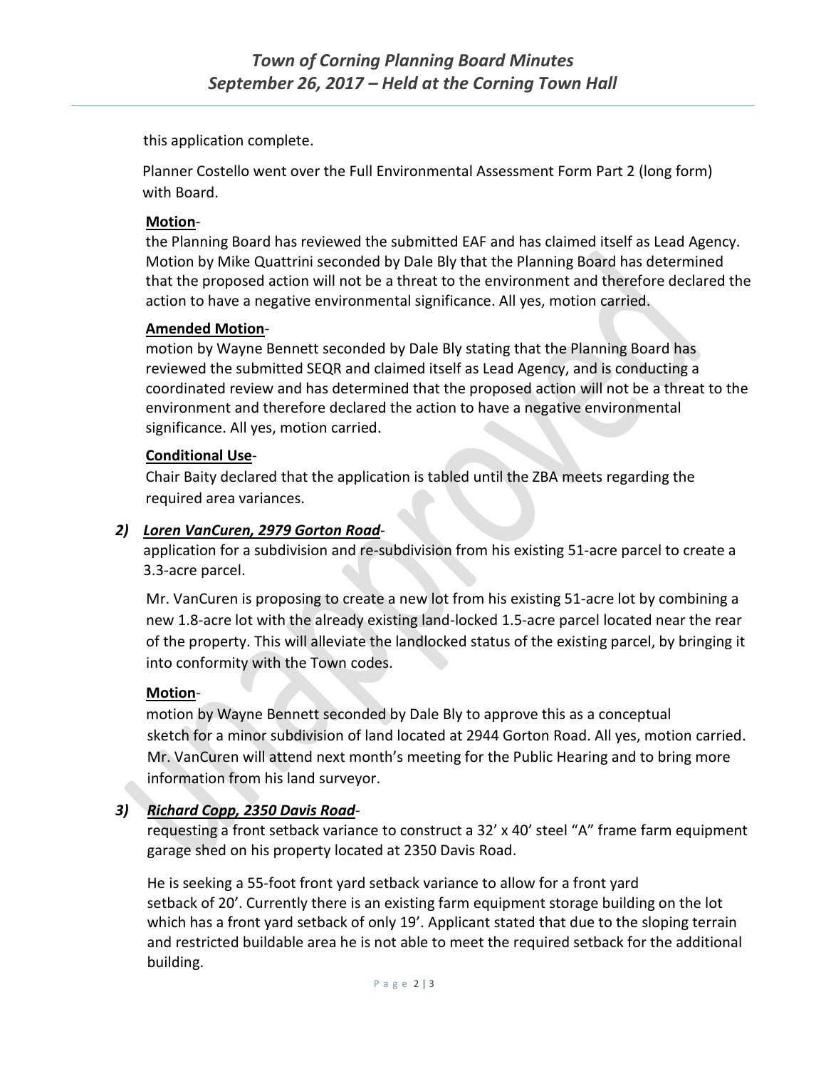this application complete.

Planner Costello went over the Full Environmental Assessment Form Part 2 (long form) with Board.

**Motion**-
the Planning Board has reviewed the submitted EAF and has claimed itself as Lead Agency. Motion by Mike Quattrini seconded by Dale Bly that the Planning Board has determined that the proposed action will not be a threat to the environment and therefore declared the action to have a negative environmental significance. All yes, motion carried.

**Amended Motion**-
motion by Wayne Bennett seconded by Dale Bly stating that the Planning Board has reviewed the submitted SEQR and claimed itself as Lead Agency, and is conducting a coordinated review and has determined that the proposed action will not be a threat to the environment and therefore declared the action to have a negative environmental significance. All yes, motion carried.

**Conditional Use**-
Chair Baity declared that the application is tabled until the ZBA meets regarding the required area variances.

***2) Loren VanCuren, 2979 Gorton Road***-
application for a subdivision and re-subdivision from his existing 51-acre parcel to create a 3.3-acre parcel.

Mr. VanCuren is proposing to create a new lot from his existing 51-acre lot by combining a new 1.8-acre lot with the already existing land-locked 1.5-acre parcel located near the rear of the property. This will alleviate the landlocked status of the existing parcel, by bringing it into conformity with the Town codes.

**Motion**-
motion by Wayne Bennett seconded by Dale Bly to approve this as a conceptual sketch for a minor subdivision of land located at 2944 Gorton Road. All yes, motion carried. Mr. VanCuren will attend next month's meeting for the Public Hearing and to bring more information from his land surveyor.

***3) Richard Copp, 2350 Davis Road***-
requesting a front setback variance to construct a 32' x 40' steel "A" frame farm equipment garage shed on his property located at 2350 Davis Road.

He is seeking a 55-foot front yard setback variance to allow for a front yard setback of 20'. Currently there is an existing farm equipment storage building on the lot which has a front yard setback of only 19'. Applicant stated that due to the sloping terrain and restricted buildable area he is not able to meet the required setback for the additional building.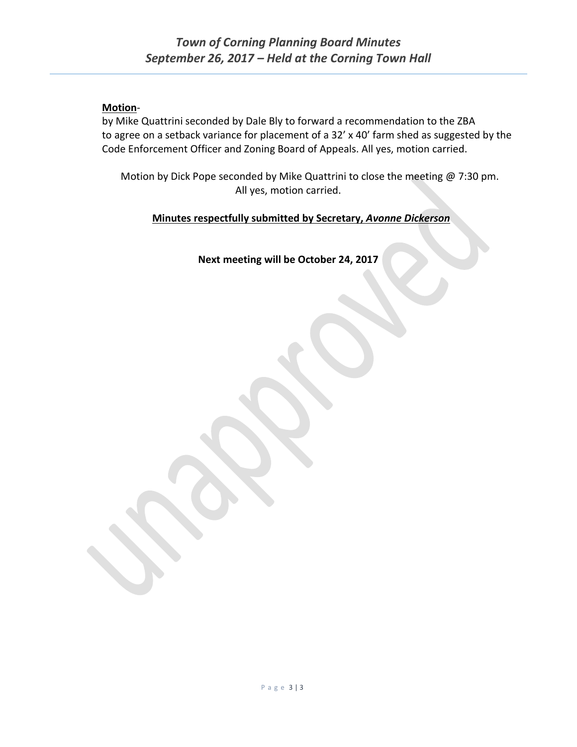**Motion**-
by Mike Quattrini seconded by Dale Bly to forward a recommendation to the ZBA to agree on a setback variance for placement of a 32' x 40' farm shed as suggested by the Code Enforcement Officer and Zoning Board of Appeals. All yes, motion carried.

Motion by Dick Pope seconded by Mike Quattrini to close the meeting @ 7:30 pm. All yes, motion carried.

**Minutes respectfully submitted by Secretary, *Avonne Dickerson***

**Next meeting will be October 24, 2017**